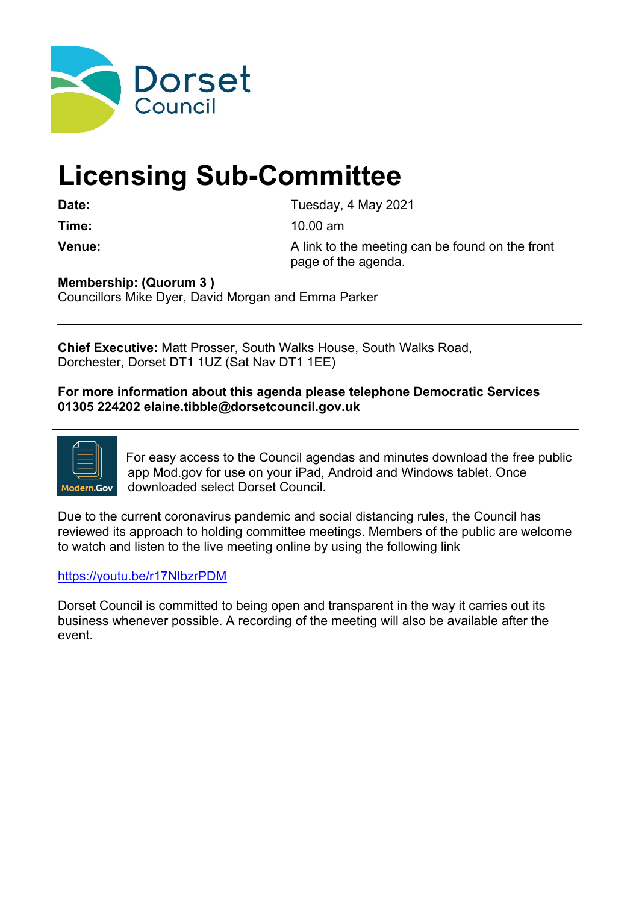Dorset Council

# Licensing Sub-Committee

| | |
|---|---|
| **Date:** | Tuesday, 4 May 2021 |
| **Time:** | 10.00 am |
| **Venue:** | A link to the meeting can be found on the front page of the agenda. |

**Membership: (Quorum 3 )**
Councillors Mike Dyer, David Morgan and Emma Parker

---

**Chief Executive:** Matt Prosser, South Walks House, South Walks Road, Dorchester, Dorset DT1 1UZ (Sat Nav DT1 1EE)

**For more information about this agenda please telephone Democratic Services 01305 224202 elaine.tibble@dorsetcouncil.gov.uk**

---

For easy access to the Council agendas and minutes download the free public app Mod.gov for use on your iPad, Android and Windows tablet. Once downloaded select Dorset Council.

Due to the current coronavirus pandemic and social distancing rules, the Council has reviewed its approach to holding committee meetings. Members of the public are welcome to watch and listen to the live meeting online by using the following link

https://youtu.be/r17NlbzrPDM

Dorset Council is committed to being open and transparent in the way it carries out its business whenever possible. A recording of the meeting will also be available after the event.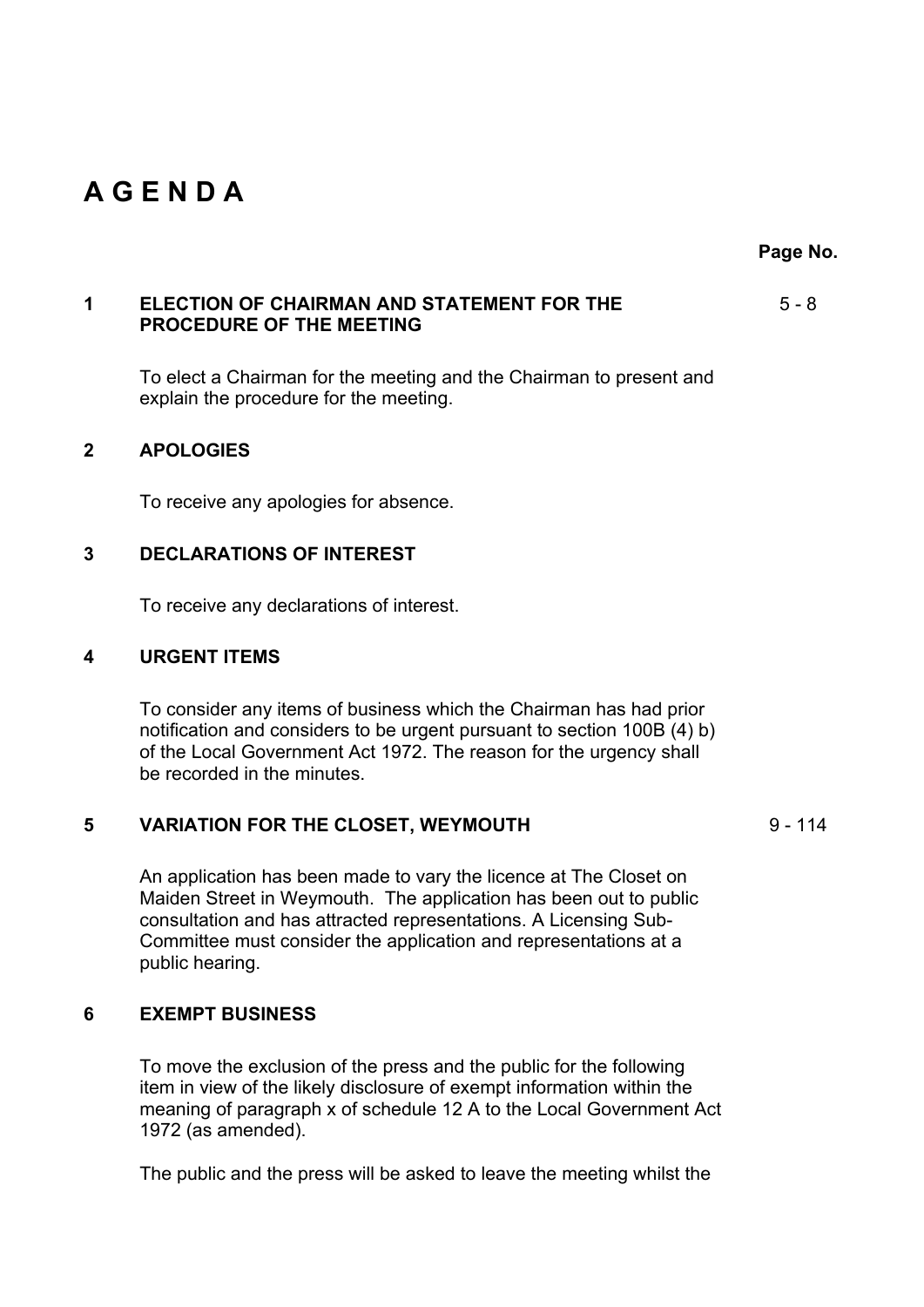# A G E N D A

**Page No.**

| | | Page No. |
|---|---|---|
| **1** | **ELECTION OF CHAIRMAN AND STATEMENT FOR THE PROCEDURE OF THE MEETING** | 5 - 8 |
| | To elect a Chairman for the meeting and the Chairman to present and explain the procedure for the meeting. | |
| **2** | **APOLOGIES** | |
| | To receive any apologies for absence. | |
| **3** | **DECLARATIONS OF INTEREST** | |
| | To receive any declarations of interest. | |
| **4** | **URGENT ITEMS** | |
| | To consider any items of business which the Chairman has had prior notification and considers to be urgent pursuant to section 100B (4) b) of the Local Government Act 1972. The reason for the urgency shall be recorded in the minutes. | |
| **5** | **VARIATION FOR THE CLOSET, WEYMOUTH** | 9 - 114 |
| | An application has been made to vary the licence at The Closet on Maiden Street in Weymouth. The application has been out to public consultation and has attracted representations. A Licensing Sub-Committee must consider the application and representations at a public hearing. | |
| **6** | **EXEMPT BUSINESS** | |
| | To move the exclusion of the press and the public for the following item in view of the likely disclosure of exempt information within the meaning of paragraph x of schedule 12 A to the Local Government Act 1972 (as amended). | |
| | The public and the press will be asked to leave the meeting whilst the | |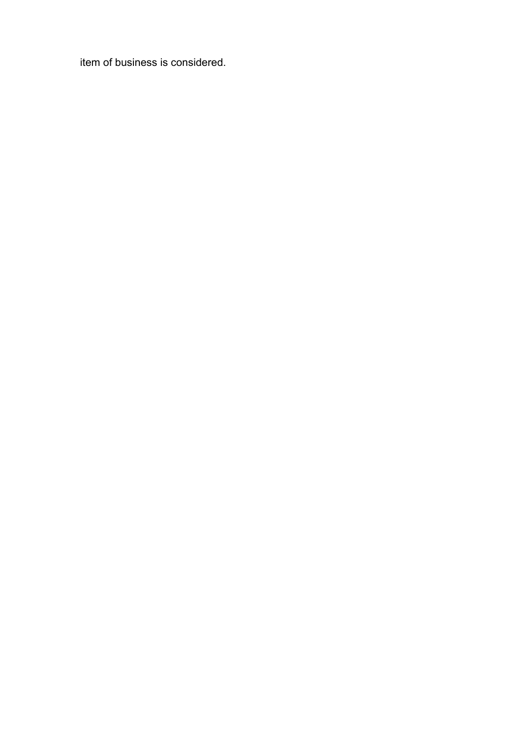item of business is considered.